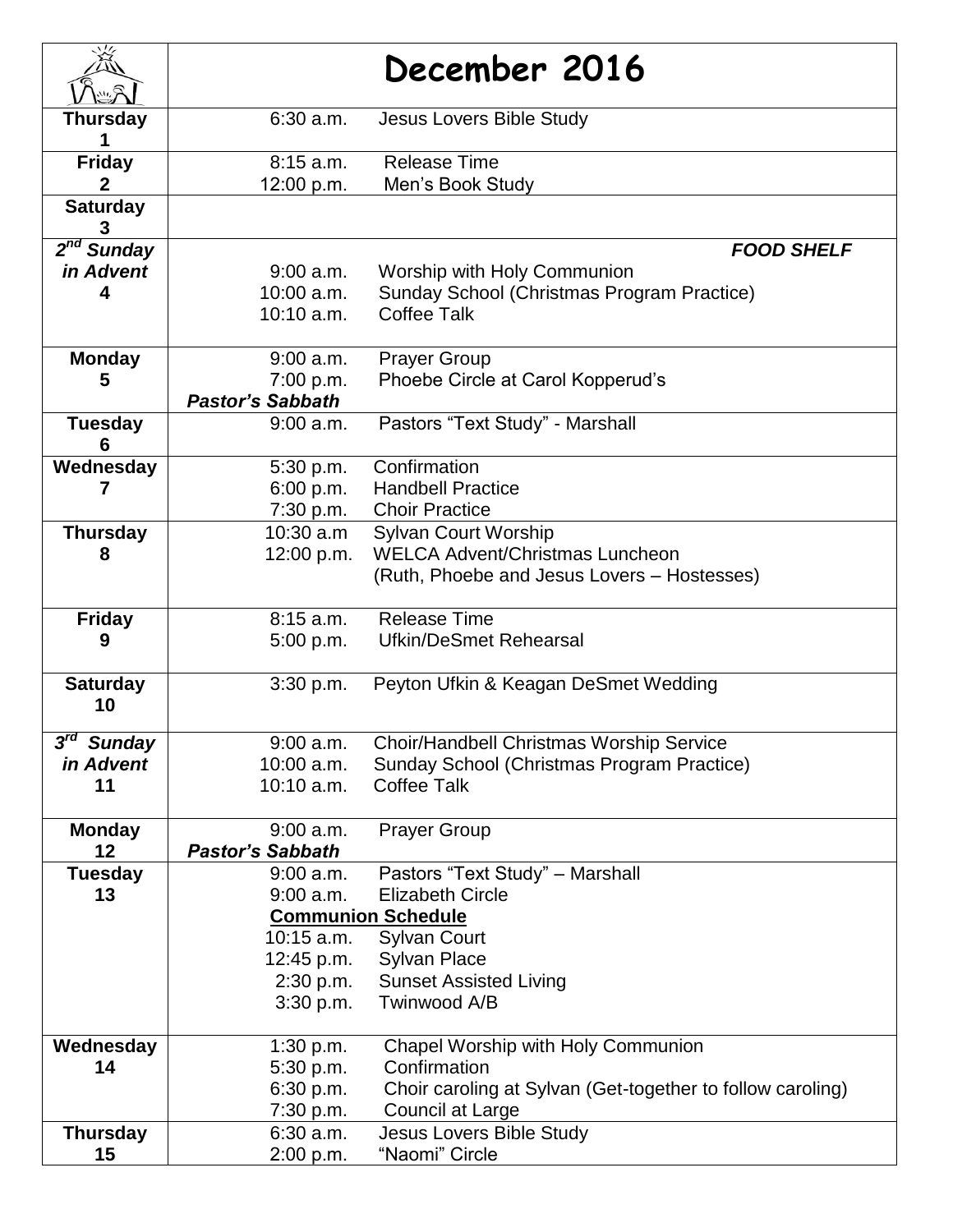| | December 2016 |
|---|---|
| **Thursday 1** | 6:30 a.m. Jesus Lovers Bible Study |
| **Friday 2** | 8:15 a.m. Release Time<br>12:00 p.m. Men's Book Study |
| **Saturday 3** | |
| ***2nd Sunday in Advent* 4** | ***FOOD SHELF***<br>9:00 a.m. Worship with Holy Communion<br>10:00 a.m. Sunday School (Christmas Program Practice)<br>10:10 a.m. Coffee Talk |
| **Monday 5** | 9:00 a.m. Prayer Group<br>7:00 p.m. Phoebe Circle at Carol Kopperud's<br>***Pastor's Sabbath*** |
| **Tuesday 6** | 9:00 a.m. Pastors "Text Study" - Marshall |
| **Wednesday 7** | 5:30 p.m. Confirmation<br>6:00 p.m. Handbell Practice<br>7:30 p.m. Choir Practice |
| **Thursday 8** | 10:30 a.m Sylvan Court Worship<br>12:00 p.m. WELCA Advent/Christmas Luncheon<br>(Ruth, Phoebe and Jesus Lovers – Hostesses) |
| **Friday 9** | 8:15 a.m. Release Time<br>5:00 p.m. Ufkin/DeSmet Rehearsal |
| **Saturday 10** | 3:30 p.m. Peyton Ufkin & Keagan DeSmet Wedding |
| ***3rd Sunday in Advent* 11** | 9:00 a.m. Choir/Handbell Christmas Worship Service<br>10:00 a.m. Sunday School (Christmas Program Practice)<br>10:10 a.m. Coffee Talk |
| **Monday 12** | 9:00 a.m. Prayer Group<br>***Pastor's Sabbath*** |
| **Tuesday 13** | 9:00 a.m. Pastors "Text Study" – Marshall<br>9:00 a.m. Elizabeth Circle<br>**Communion Schedule**<br>10:15 a.m. Sylvan Court<br>12:45 p.m. Sylvan Place<br>2:30 p.m. Sunset Assisted Living<br>3:30 p.m. Twinwood A/B |
| **Wednesday 14** | 1:30 p.m. Chapel Worship with Holy Communion<br>5:30 p.m. Confirmation<br>6:30 p.m. Choir caroling at Sylvan (Get-together to follow caroling)<br>7:30 p.m. Council at Large |
| **Thursday 15** | 6:30 a.m. Jesus Lovers Bible Study<br>2:00 p.m. "Naomi" Circle |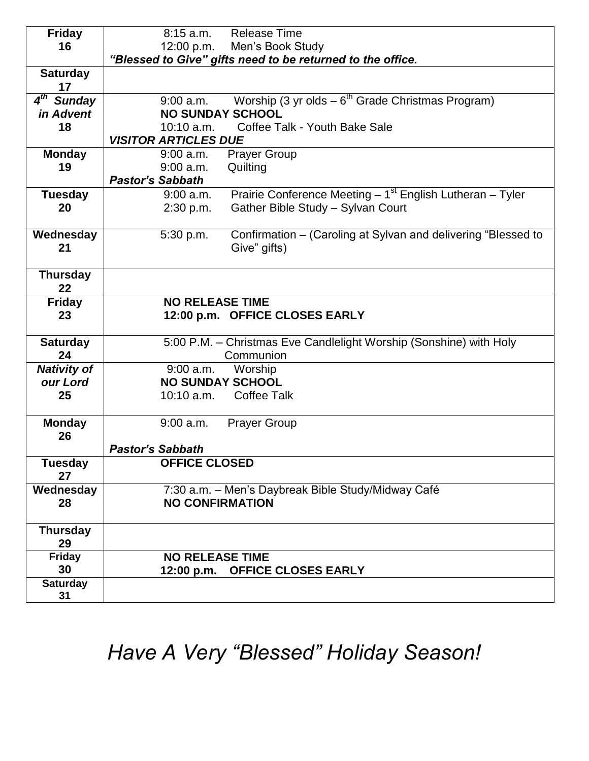| | |
|---|---|
| **Friday 16** | 8:15 a.m. Release Time<br>12:00 p.m. Men's Book Study<br>***"Blessed to Give" gifts need to be returned to the office.*** |
| **Saturday 17** | |
| ***4th Sunday in Advent*** **18** | 9:00 a.m. Worship (3 yr olds – 6th Grade Christmas Program)<br>**NO SUNDAY SCHOOL**<br>10:10 a.m. Coffee Talk - Youth Bake Sale<br>***VISITOR ARTICLES DUE*** |
| **Monday 19** | 9:00 a.m. Prayer Group<br>9:00 a.m. Quilting<br>***Pastor's Sabbath*** |
| **Tuesday 20** | 9:00 a.m. Prairie Conference Meeting – 1st English Lutheran – Tyler<br>2:30 p.m. Gather Bible Study – Sylvan Court |
| **Wednesday 21** | 5:30 p.m. Confirmation – (Caroling at Sylvan and delivering "Blessed to Give" gifts) |
| **Thursday 22** | |
| **Friday 23** | **NO RELEASE TIME**<br>**12:00 p.m. OFFICE CLOSES EARLY** |
| **Saturday 24** | 5:00 P.M. – Christmas Eve Candlelight Worship (Sonshine) with Holy Communion |
| ***Nativity of our Lord*** **25** | 9:00 a.m. Worship<br>**NO SUNDAY SCHOOL**<br>10:10 a.m. Coffee Talk |
| **Monday 26** | 9:00 a.m. Prayer Group<br>***Pastor's Sabbath*** |
| **Tuesday 27** | **OFFICE CLOSED** |
| **Wednesday 28** | 7:30 a.m. – Men's Daybreak Bible Study/Midway Café<br>**NO CONFIRMATION** |
| **Thursday 29** | |
| **Friday 30** | **NO RELEASE TIME**<br>**12:00 p.m. OFFICE CLOSES EARLY** |
| **Saturday 31** | |

# *Have A Very "Blessed" Holiday Season!*